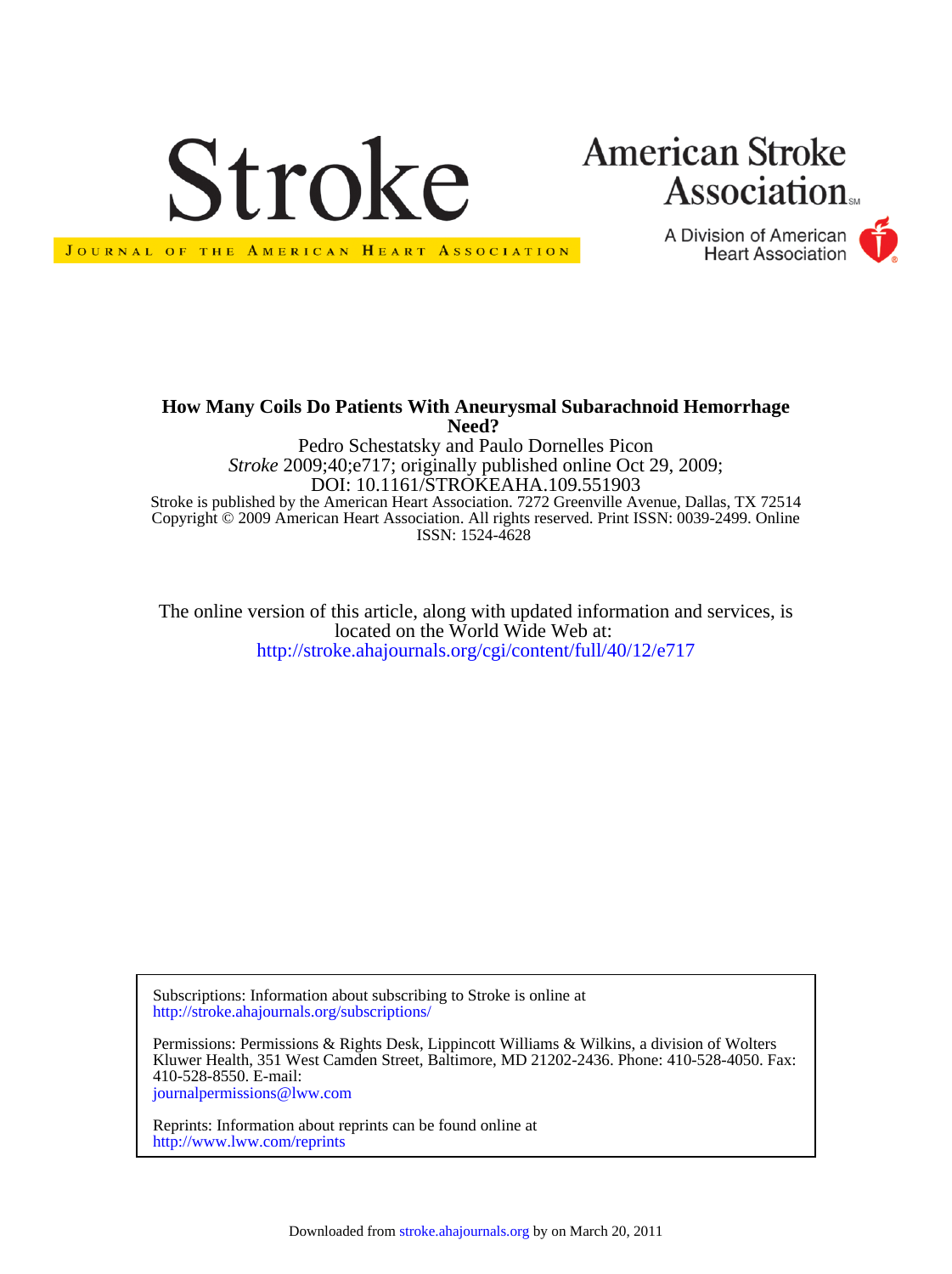Stroke

Journal of the American Heart Association

American Stroke Association

A Division of American Heart Association

# How Many Coils Do Patients With Aneurysmal Subarachnoid Hemorrhage Need?

Pedro Schestatsky and Paulo Dornelles Picon

*Stroke* 2009;40;e717; originally published online Oct 29, 2009;

DOI: 10.1161/STROKEAHA.109.551903

Stroke is published by the American Heart Association. 7272 Greenville Avenue, Dallas, TX 72514

Copyright © 2009 American Heart Association. All rights reserved. Print ISSN: 0039-2499. Online ISSN: 1524-4628

The online version of this article, along with updated information and services, is located on the World Wide Web at:

http://stroke.ahajournals.org/cgi/content/full/40/12/e717

Subscriptions: Information about subscribing to Stroke is online at
http://stroke.ahajournals.org/subscriptions/

Permissions: Permissions & Rights Desk, Lippincott Williams & Wilkins, a division of Wolters Kluwer Health, 351 West Camden Street, Baltimore, MD 21202-2436. Phone: 410-528-4050. Fax: 410-528-8550. E-mail:
journalpermissions@lww.com

Reprints: Information about reprints can be found online at
http://www.lww.com/reprints

Downloaded from stroke.ahajournals.org by on March 20, 2011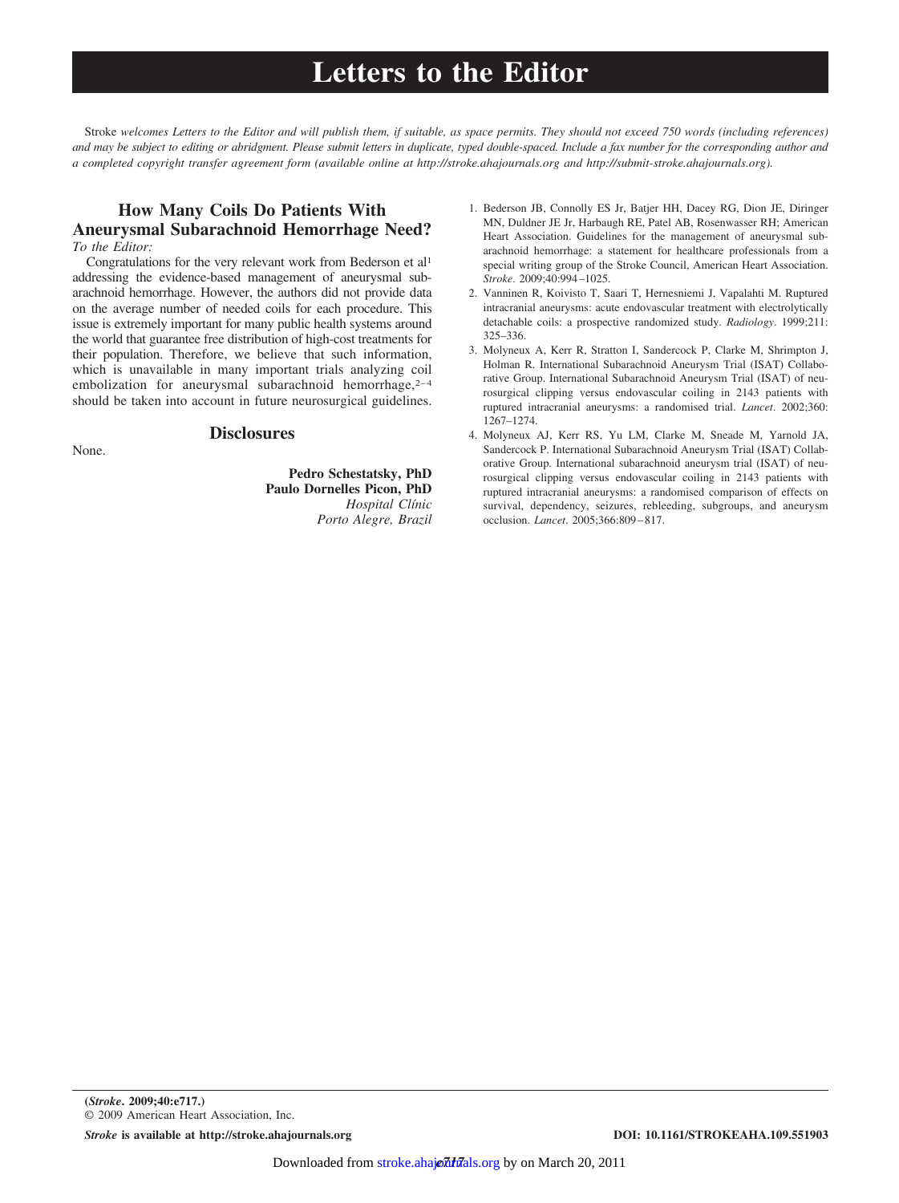# Letters to the Editor

*Stroke welcomes Letters to the Editor and will publish them, if suitable, as space permits. They should not exceed 750 words (including references) and may be subject to editing or abridgment. Please submit letters in duplicate, typed double-spaced. Include a fax number for the corresponding author and a completed copyright transfer agreement form (available online at http://stroke.ahajournals.org and http://submit-stroke.ahajournals.org).*

## How Many Coils Do Patients With Aneurysmal Subarachnoid Hemorrhage Need?

*To the Editor:*

Congratulations for the very relevant work from Bederson et al[1] addressing the evidence-based management of aneurysmal subarachnoid hemorrhage. However, the authors did not provide data on the average number of needed coils for each procedure. This issue is extremely important for many public health systems around the world that guarantee free distribution of high-cost treatments for their population. Therefore, we believe that such information, which is unavailable in many important trials analyzing coil embolization for aneurysmal subarachnoid hemorrhage,[2–4] should be taken into account in future neurosurgical guidelines.

### Disclosures

None.

**Pedro Schestatsky, PhD**
**Paulo Dornelles Picon, PhD**
*Hospital Clínic*
*Porto Alegre, Brazil*

1. Bederson JB, Connolly ES Jr, Batjer HH, Dacey RG, Dion JE, Diringer MN, Duldner JE Jr, Harbaugh RE, Patel AB, Rosenwasser RH; American Heart Association. Guidelines for the management of aneurysmal subarachnoid hemorrhage: a statement for healthcare professionals from a special writing group of the Stroke Council, American Heart Association. *Stroke*. 2009;40:994–1025.
2. Vanninen R, Koivisto T, Saari T, Hernesniemi J, Vapalahti M. Ruptured intracranial aneurysms: acute endovascular treatment with electrolytically detachable coils: a prospective randomized study. *Radiology*. 1999;211: 325–336.
3. Molyneux A, Kerr R, Stratton I, Sandercock P, Clarke M, Shrimpton J, Holman R. International Subarachnoid Aneurysm Trial (ISAT) Collaborative Group. International Subarachnoid Aneurysm Trial (ISAT) of neurosurgical clipping versus endovascular coiling in 2143 patients with ruptured intracranial aneurysms: a randomised trial. *Lancet*. 2002;360: 1267–1274.
4. Molyneux AJ, Kerr RS, Yu LM, Clarke M, Sneade M, Yarnold JA, Sandercock P. International Subarachnoid Aneurysm Trial (ISAT) Collaborative Group. International subarachnoid aneurysm trial (ISAT) of neurosurgical clipping versus endovascular coiling in 2143 patients with ruptured intracranial aneurysms: a randomised comparison of effects on survival, dependency, seizures, rebleeding, subgroups, and aneurysm occlusion. *Lancet*. 2005;366:809–817.